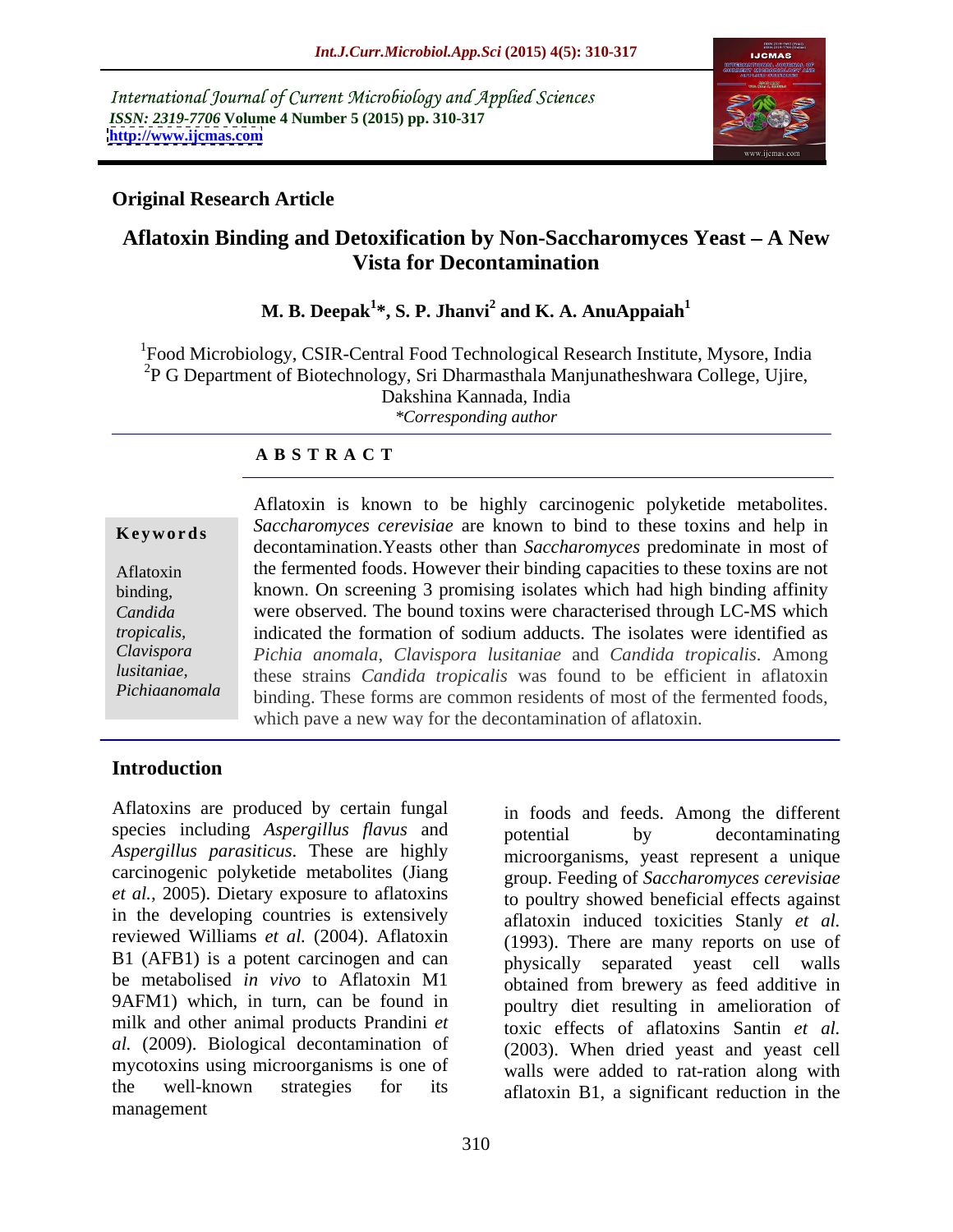International Journal of Current Microbiology and Applied Sciences
*ISSN: 2319-7706* **Volume 4 Number 5 (2015) pp. 310-317**
**http://www.ijcmas.com**

**Original Research Article**

# Aflatoxin Binding and Detoxification by Non-Saccharomyces Yeast – A New Vista for Decontamination

**M. B. Deepak[1]*, S. P. Jhanvi[2] and K. A. AnuAppaiah[1]**

[1]Food Microbiology, CSIR-Central Food Technological Research Institute, Mysore, India
[2]P G Department of Biotechnology, Sri Dharmasthala Manjunatheshwara College, Ujire, Dakshina Kannada, India
*Corresponding author

**A B S T R A C T**

**Keywords**

Aflatoxin binding, *Candida tropicalis*, *Clavispora lusitaniae*, *Pichiaanomala*

Aflatoxin is known to be highly carcinogenic polyketide metabolites. *Saccharomyces cerevisiae* are known to bind to these toxins and help in decontamination.Yeasts other than *Saccharomyces* predominate in most of the fermented foods. However their binding capacities to these toxins are not known. On screening 3 promising isolates which had high binding affinity were observed. The bound toxins were characterised through LC-MS which indicated the formation of sodium adducts. The isolates were identified as *Pichia anomala*, *Clavispora lusitaniae* and *Candida tropicalis*. Among these strains *Candida tropicalis* was found to be efficient in aflatoxin binding. These forms are common residents of most of the fermented foods, which pave a new way for the decontamination of aflatoxin.

## Introduction

Aflatoxins are produced by certain fungal species including *Aspergillus flavus* and *Aspergillus parasiticus*. These are highly carcinogenic polyketide metabolites (Jiang *et al.*, 2005). Dietary exposure to aflatoxins in the developing countries is extensively reviewed Williams *et al.* (2004). Aflatoxin B1 (AFB1) is a potent carcinogen and can be metabolised *in vivo* to Aflatoxin M1 9AFM1) which, in turn, can be found in milk and other animal products Prandini *et al.* (2009). Biological decontamination of mycotoxins using microorganisms is one of the well-known strategies for its management in foods and feeds. Among the different potential by decontaminating microorganisms, yeast represent a unique group. Feeding of *Saccharomyces cerevisiae* to poultry showed beneficial effects against aflatoxin induced toxicities Stanly *et al.* (1993). There are many reports on use of physically separated yeast cell walls obtained from brewery as feed additive in poultry diet resulting in amelioration of toxic effects of aflatoxins Santin *et al.* (2003). When dried yeast and yeast cell walls were added to rat-ration along with aflatoxin B1, a significant reduction in the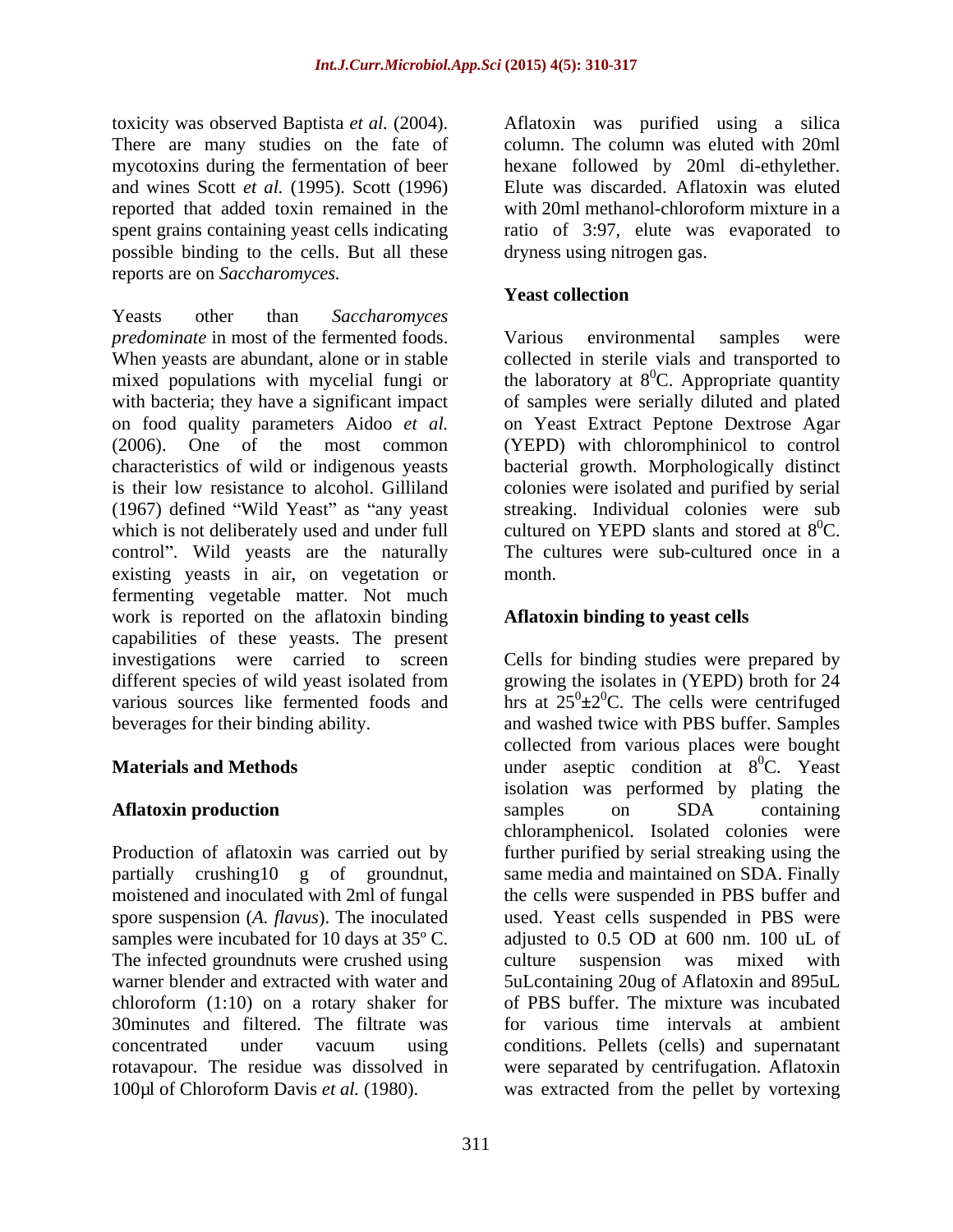toxicity was observed Baptista *et al.* (2004). There are many studies on the fate of mycotoxins during the fermentation of beer and wines Scott *et al.* (1995). Scott (1996) reported that added toxin remained in the spent grains containing yeast cells indicating possible binding to the cells. But all these reports are on *Saccharomyces.*

Yeasts other than *Saccharomyces predominate* in most of the fermented foods. When yeasts are abundant, alone or in stable mixed populations with mycelial fungi or with bacteria; they have a significant impact on food quality parameters Aidoo *et al.* (2006). One of the most common characteristics of wild or indigenous yeasts is their low resistance to alcohol. Gilliland (1967) defined "Wild Yeast" as "any yeast which is not deliberately used and under full control". Wild yeasts are the naturally existing yeasts in air, on vegetation or fermenting vegetable matter. Not much work is reported on the aflatoxin binding capabilities of these yeasts. The present investigations were carried to screen different species of wild yeast isolated from various sources like fermented foods and beverages for their binding ability.

## Materials and Methods

### Aflatoxin production

Production of aflatoxin was carried out by partially crushing10 g of groundnut, moistened and inoculated with 2ml of fungal spore suspension (*A. flavus*). The inoculated samples were incubated for 10 days at 35º C. The infected groundnuts were crushed using warner blender and extracted with water and chloroform (1:10) on a rotary shaker for 30minutes and filtered. The filtrate was concentrated under vacuum using rotavapour. The residue was dissolved in 100µl of Chloroform Davis *et al.* (1980).

Aflatoxin was purified using a silica column. The column was eluted with 20ml hexane followed by 20ml di-ethylether. Elute was discarded. Aflatoxin was eluted with 20ml methanol-chloroform mixture in a ratio of 3:97, elute was evaporated to dryness using nitrogen gas.

### Yeast collection

Various environmental samples were collected in sterile vials and transported to the laboratory at $8^0$C. Appropriate quantity of samples were serially diluted and plated on Yeast Extract Peptone Dextrose Agar (YEPD) with chloromphinicol to control bacterial growth. Morphologically distinct colonies were isolated and purified by serial streaking. Individual colonies were sub cultured on YEPD slants and stored at $8^0$C. The cultures were sub-cultured once in a month.

### Aflatoxin binding to yeast cells

Cells for binding studies were prepared by growing the isolates in (YEPD) broth for 24 hrs at $25^0 \pm 2^0$C. The cells were centrifuged and washed twice with PBS buffer. Samples collected from various places were bought under aseptic condition at $8^0$C. Yeast isolation was performed by plating the samples on SDA containing chloramphenicol. Isolated colonies were further purified by serial streaking using the same media and maintained on SDA. Finally the cells were suspended in PBS buffer and used. Yeast cells suspended in PBS were adjusted to 0.5 OD at 600 nm. 100 uL of culture suspension was mixed with 5uLcontaining 20ug of Aflatoxin and 895uL of PBS buffer. The mixture was incubated for various time intervals at ambient conditions. Pellets (cells) and supernatant were separated by centrifugation. Aflatoxin was extracted from the pellet by vortexing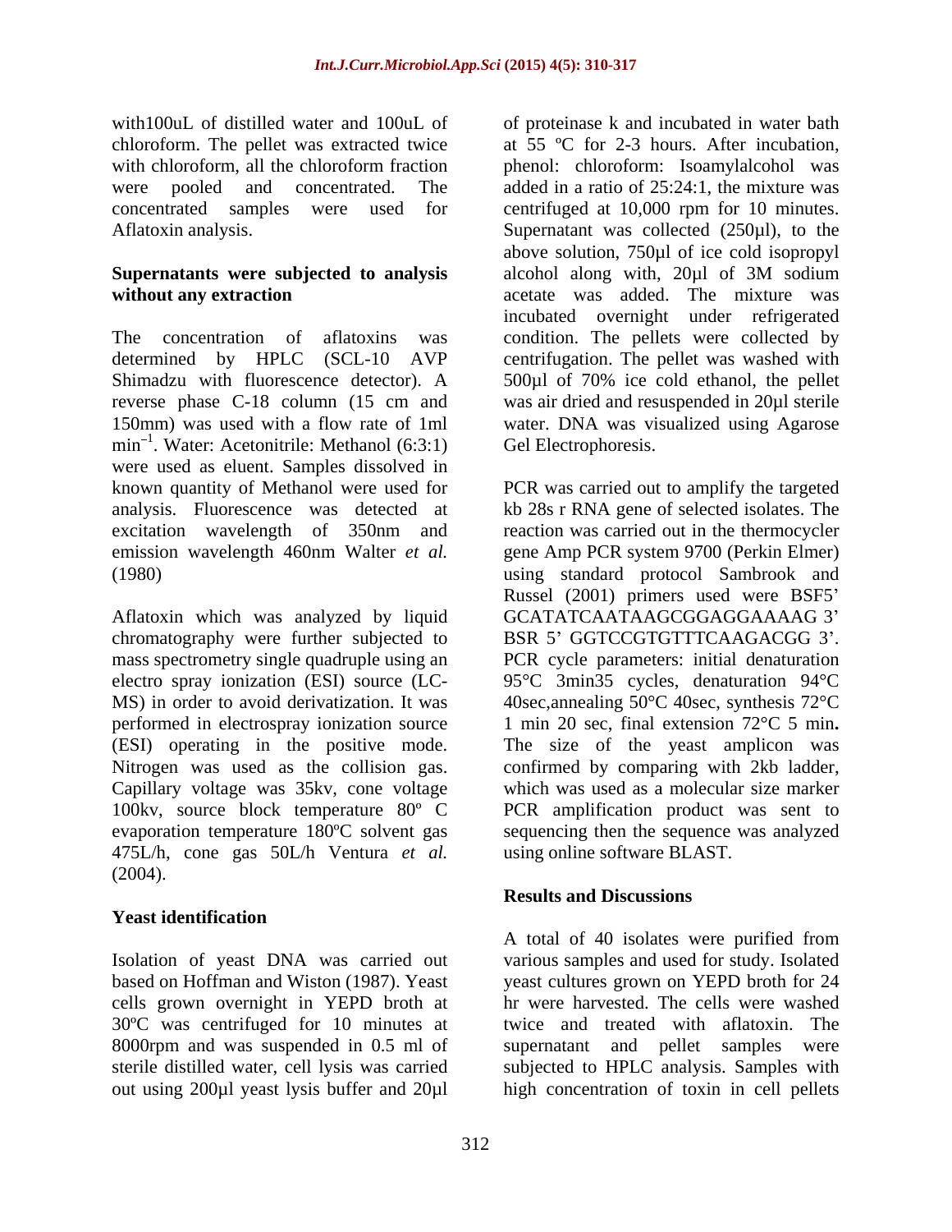with100uL of distilled water and 100uL of chloroform. The pellet was extracted twice with chloroform, all the chloroform fraction were pooled and concentrated. The concentrated samples were used for Aflatoxin analysis.

**Supernatants were subjected to analysis without any extraction**

The concentration of aflatoxins was determined by HPLC (SCL-10 AVP Shimadzu with fluorescence detector). A reverse phase C-18 column (15 cm and 150mm) was used with a flow rate of 1ml $min^{-1}$. Water: Acetonitrile: Methanol (6:3:1) were used as eluent. Samples dissolved in known quantity of Methanol were used for analysis. Fluorescence was detected at excitation wavelength of 350nm and emission wavelength 460nm Walter *et al.* (1980)

Aflatoxin which was analyzed by liquid chromatography were further subjected to mass spectrometry single quadruple using an electro spray ionization (ESI) source (LC-MS) in order to avoid derivatization. It was performed in electrospray ionization source (ESI) operating in the positive mode. Nitrogen was used as the collision gas. Capillary voltage was 35kv, cone voltage 100kv, source block temperature 80º C evaporation temperature 180ºC solvent gas 475L/h, cone gas 50L/h Ventura *et al.* (2004).

**Yeast identification**

Isolation of yeast DNA was carried out based on Hoffman and Wiston (1987). Yeast cells grown overnight in YEPD broth at 30ºC was centrifuged for 10 minutes at 8000rpm and was suspended in 0.5 ml of sterile distilled water, cell lysis was carried out using 200µl yeast lysis buffer and 20µl of proteinase k and incubated in water bath at 55 ºC for 2-3 hours. After incubation, phenol: chloroform: Isoamylalcohol was added in a ratio of 25:24:1, the mixture was centrifuged at 10,000 rpm for 10 minutes. Supernatant was collected (250µl), to the above solution, 750µl of ice cold isopropyl alcohol along with, 20µl of 3M sodium acetate was added. The mixture was incubated overnight under refrigerated condition. The pellets were collected by centrifugation. The pellet was washed with 500µl of 70% ice cold ethanol, the pellet was air dried and resuspended in 20µl sterile water. DNA was visualized using Agarose Gel Electrophoresis.

PCR was carried out to amplify the targeted kb 28s r RNA gene of selected isolates. The reaction was carried out in the thermocycler gene Amp PCR system 9700 (Perkin Elmer) using standard protocol Sambrook and Russel (2001) primers used were BSF5' GCATATCAATAAGCGGAGGAAAAG 3' BSR 5' GGTCCGTGTTTCAAGACGG 3'. PCR cycle parameters: initial denaturation 95°C 3min35 cycles, denaturation 94°C 40sec,annealing 50°C 40sec, synthesis 72°C 1 min 20 sec, final extension 72°C 5 min**.** The size of the yeast amplicon was confirmed by comparing with 2kb ladder, which was used as a molecular size marker PCR amplification product was sent to sequencing then the sequence was analyzed using online software BLAST.

## Results and Discussions

A total of 40 isolates were purified from various samples and used for study. Isolated yeast cultures grown on YEPD broth for 24 hr were harvested. The cells were washed twice and treated with aflatoxin. The supernatant and pellet samples were subjected to HPLC analysis. Samples with high concentration of toxin in cell pellets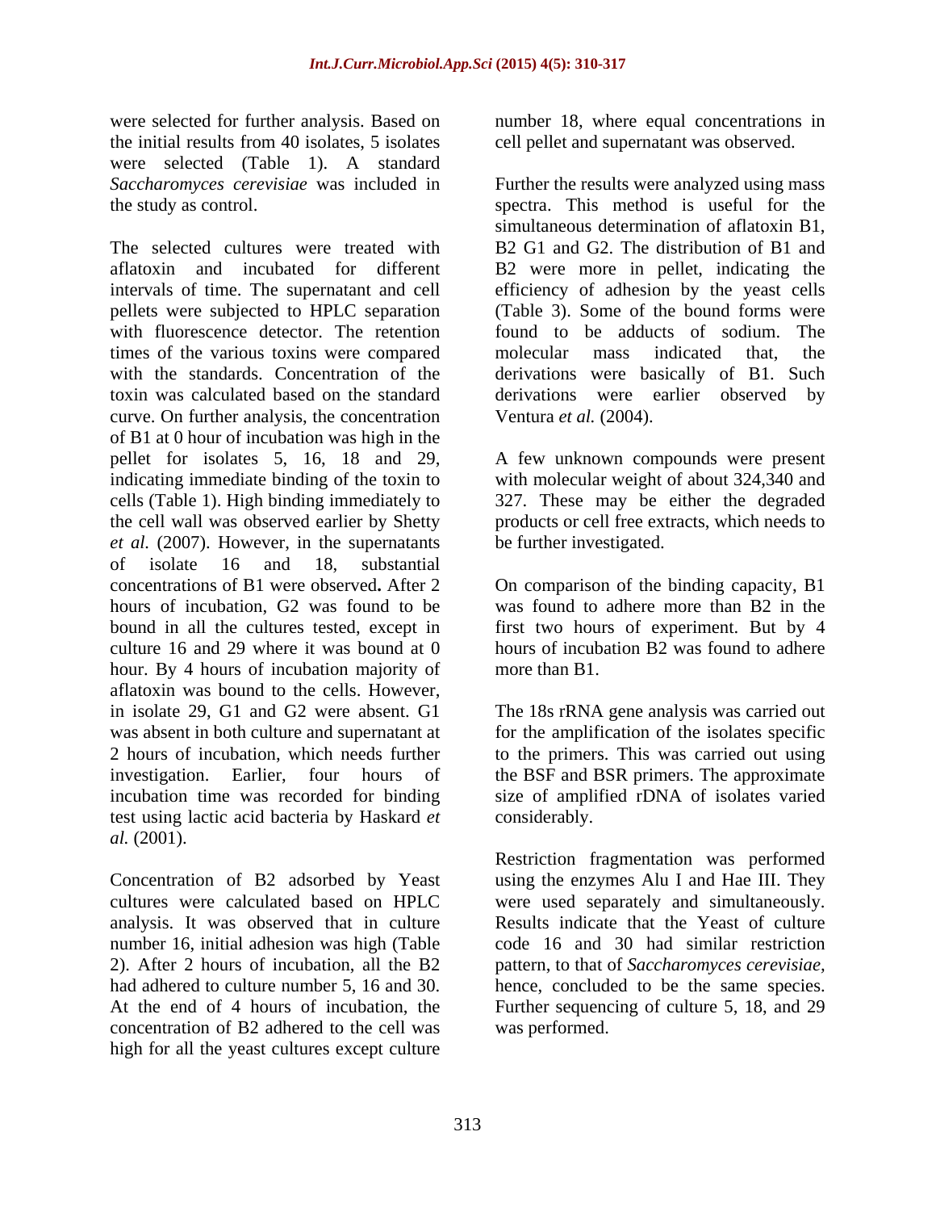were selected for further analysis. Based on the initial results from 40 isolates, 5 isolates were selected (Table 1). A standard *Saccharomyces cerevisiae* was included in the study as control.

The selected cultures were treated with aflatoxin and incubated for different intervals of time. The supernatant and cell pellets were subjected to HPLC separation with fluorescence detector. The retention times of the various toxins were compared with the standards. Concentration of the toxin was calculated based on the standard curve. On further analysis, the concentration of B1 at 0 hour of incubation was high in the pellet for isolates 5, 16, 18 and 29, indicating immediate binding of the toxin to cells (Table 1). High binding immediately to the cell wall was observed earlier by Shetty *et al.* (2007). However, in the supernatants of isolate 16 and 18, substantial concentrations of B1 were observed**.** After 2 hours of incubation, G2 was found to be bound in all the cultures tested, except in culture 16 and 29 where it was bound at 0 hour. By 4 hours of incubation majority of aflatoxin was bound to the cells. However, in isolate 29, G1 and G2 were absent. G1 was absent in both culture and supernatant at 2 hours of incubation, which needs further investigation. Earlier, four hours of incubation time was recorded for binding test using lactic acid bacteria by Haskard *et al.* (2001).

Concentration of B2 adsorbed by Yeast cultures were calculated based on HPLC analysis. It was observed that in culture number 16, initial adhesion was high (Table 2). After 2 hours of incubation, all the B2 had adhered to culture number 5, 16 and 30. At the end of 4 hours of incubation, the concentration of B2 adhered to the cell was high for all the yeast cultures except culture number 18, where equal concentrations in cell pellet and supernatant was observed.

Further the results were analyzed using mass spectra. This method is useful for the simultaneous determination of aflatoxin B1, B2 G1 and G2. The distribution of B1 and B2 were more in pellet, indicating the efficiency of adhesion by the yeast cells (Table 3). Some of the bound forms were found to be adducts of sodium. The molecular mass indicated that, the derivations were basically of B1. Such derivations were earlier observed by Ventura *et al.* (2004).

A few unknown compounds were present with molecular weight of about 324,340 and 327. These may be either the degraded products or cell free extracts, which needs to be further investigated.

On comparison of the binding capacity, B1 was found to adhere more than B2 in the first two hours of experiment. But by 4 hours of incubation B2 was found to adhere more than B1.

The 18s rRNA gene analysis was carried out for the amplification of the isolates specific to the primers. This was carried out using the BSF and BSR primers. The approximate size of amplified rDNA of isolates varied considerably.

Restriction fragmentation was performed using the enzymes Alu I and Hae III. They were used separately and simultaneously. Results indicate that the Yeast of culture code 16 and 30 had similar restriction pattern, to that of *Saccharomyces cerevisiae*, hence, concluded to be the same species. Further sequencing of culture 5, 18, and 29 was performed.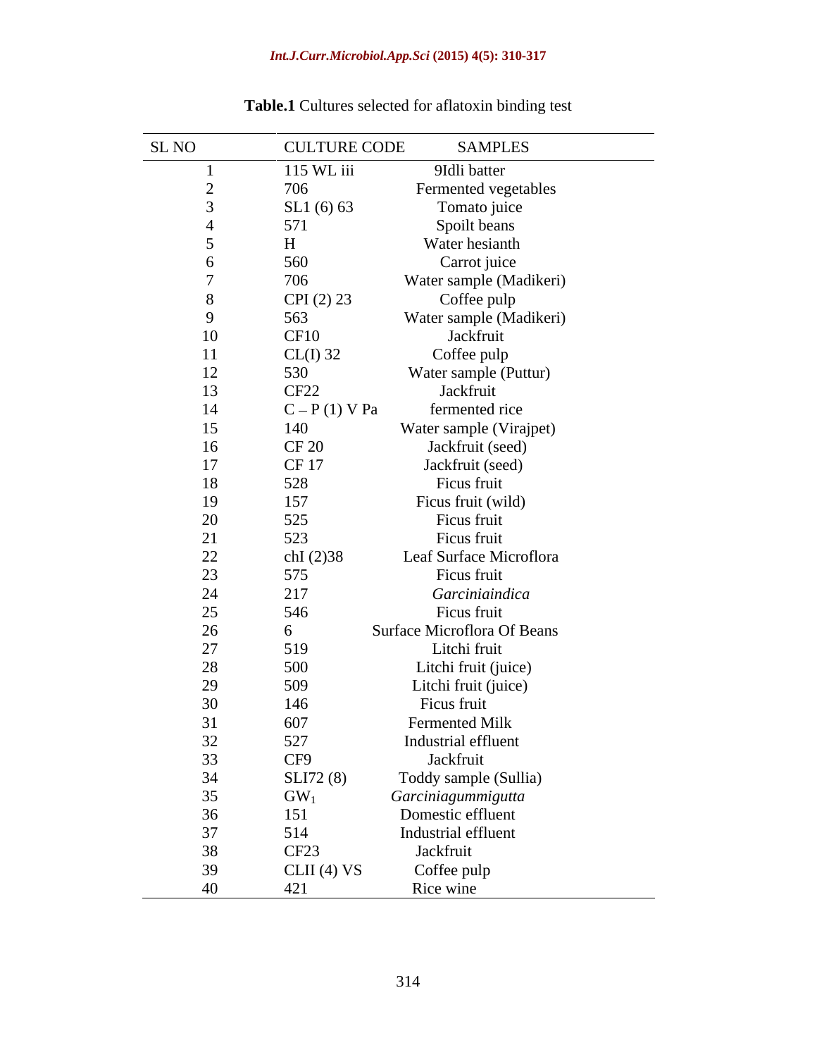**Table.1** Cultures selected for aflatoxin binding test

| SL NO | CULTURE CODE | SAMPLES |
|---|---|---|
| 1 | 115 WL iii | 9Idli batter |
| 2 | 706 | Fermented vegetables |
| 3 | SL1 (6) 63 | Tomato juice |
| 4 | 571 | Spoilt beans |
| 5 | H | Water hesianth |
| 6 | 560 | Carrot juice |
| 7 | 706 | Water sample (Madikeri) |
| 8 | CPI (2) 23 | Coffee pulp |
| 9 | 563 | Water sample (Madikeri) |
| 10 | CF10 | Jackfruit |
| 11 | CL(I) 32 | Coffee pulp |
| 12 | 530 | Water sample (Puttur) |
| 13 | CF22 | Jackfruit |
| 14 | C – P (1) V Pa | fermented rice |
| 15 | 140 | Water sample (Virajpet) |
| 16 | CF 20 | Jackfruit (seed) |
| 17 | CF 17 | Jackfruit (seed) |
| 18 | 528 | Ficus fruit |
| 19 | 157 | Ficus fruit (wild) |
| 20 | 525 | Ficus fruit |
| 21 | 523 | Ficus fruit |
| 22 | chI (2)38 | Leaf Surface Microflora |
| 23 | 575 | Ficus fruit |
| 24 | 217 | *Garciniaindica* |
| 25 | 546 | Ficus fruit |
| 26 | 6 | Surface Microflora Of Beans |
| 27 | 519 | Litchi fruit |
| 28 | 500 | Litchi fruit (juice) |
| 29 | 509 | Litchi fruit (juice) |
| 30 | 146 | Ficus fruit |
| 31 | 607 | Fermented Milk |
| 32 | 527 | Industrial effluent |
| 33 | CF9 | Jackfruit |
| 34 | SLI72 (8) | Toddy sample (Sullia) |
| 35 | $GW_1$ | *Garciniagummigutta* |
| 36 | 151 | Domestic effluent |
| 37 | 514 | Industrial effluent |
| 38 | CF23 | Jackfruit |
| 39 | CLII (4) VS | Coffee pulp |
| 40 | 421 | Rice wine |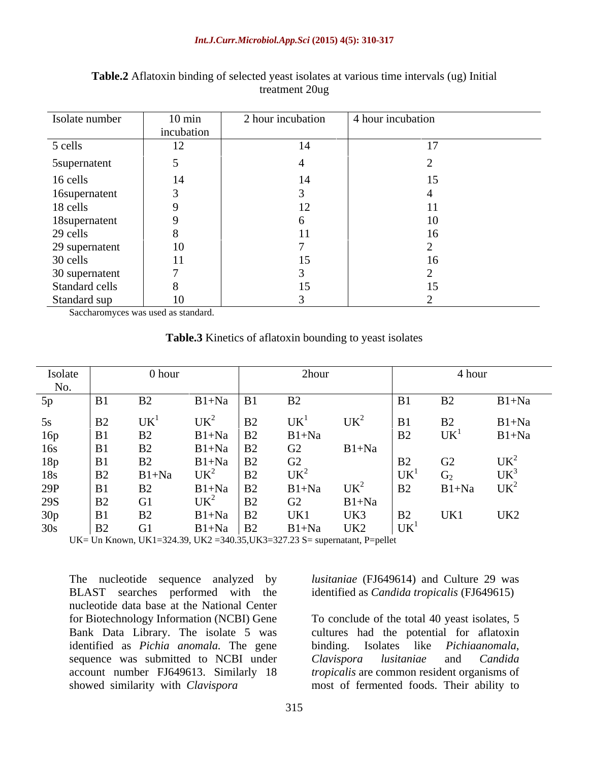**Table.2** Aflatoxin binding of selected yeast isolates at various time intervals (ug) Initial treatment 20ug

| Isolate number | 10 min incubation | 2 hour incubation | 4 hour incubation |
|---|---|---|---|
| 5 cells | 12 | 14 | 17 |
| 5supernatent | 5 | 4 | 2 |
| 16 cells | 14 | 14 | 15 |
| 16supernatent | 3 | 3 | 4 |
| 18 cells | 9 | 12 | 11 |
| 18supernatent | 9 | 6 | 10 |
| 29 cells | 8 | 11 | 16 |
| 29 supernatent | 10 | 7 | 2 |
| 30 cells | 11 | 15 | 16 |
| 30 supernatent | 7 | 3 | 2 |
| Standard cells | 8 | 15 | 15 |
| Standard sup | 10 | 3 | 2 |

Saccharomyces was used as standard.

**Table.3** Kinetics of aflatoxin bounding to yeast isolates

| Isolate No. | 0 hour | | | 2hour | | | 4 hour | | |
|---|---|---|---|---|---|---|---|---|---|
| 5p | B1 | B2 | B1+Na | B1 | B2 | | B1 | B2 | B1+Na |
| 5s | B2 | $UK^1$ | $UK^2$ | B2 | $UK^1$ | $UK^2$ | B1 | B2 | B1+Na |
| 16p | B1 | B2 | B1+Na | B2 | B1+Na | | B2 | $UK^1$ | B1+Na |
| 16s | B1 | B2 | B1+Na | B2 | G2 | B1+Na | | | |
| 18p | B1 | B2 | B1+Na | B2 | G2 | | B2 | G2 | $UK^2$ |
| 18s | B2 | B1+Na | $UK^2$ | B2 | $UK^2$ | | $UK^1$ | $G_2$ | $UK^3$ |
| 29P | B1 | B2 | B1+Na | B2 | B1+Na | $UK^2$ | B2 | B1+Na | $UK^2$ |
| 29S | B2 | G1 | $UK^2$ | B2 | G2 | B1+Na | | | |
| 30p | B1 | B2 | B1+Na | B2 | UK1 | UK3 | B2 | UK1 | UK2 |
| 30s | B2 | G1 | B1+Na | B2 | B1+Na | UK2 | $UK^1$ | | |

UK= Un Known, UK1=324.39, UK2 =340.35,UK3=327.23 S= supernatant, P=pellet

The nucleotide sequence analyzed by BLAST searches performed with the nucleotide data base at the National Center for Biotechnology Information (NCBI) Gene Bank Data Library. The isolate 5 was identified as *Pichia anomala.* The gene sequence was submitted to NCBI under account number FJ649613. Similarly 18 showed similarity with *Clavispora lusitaniae* (FJ649614) and Culture 29 was identified as *Candida tropicalis* (FJ649615)

To conclude of the total 40 yeast isolates, 5 cultures had the potential for aflatoxin binding. Isolates like *Pichiaanomala*, *Clavispora lusitaniae* and *Candida tropicalis* are common resident organisms of most of fermented foods. Their ability to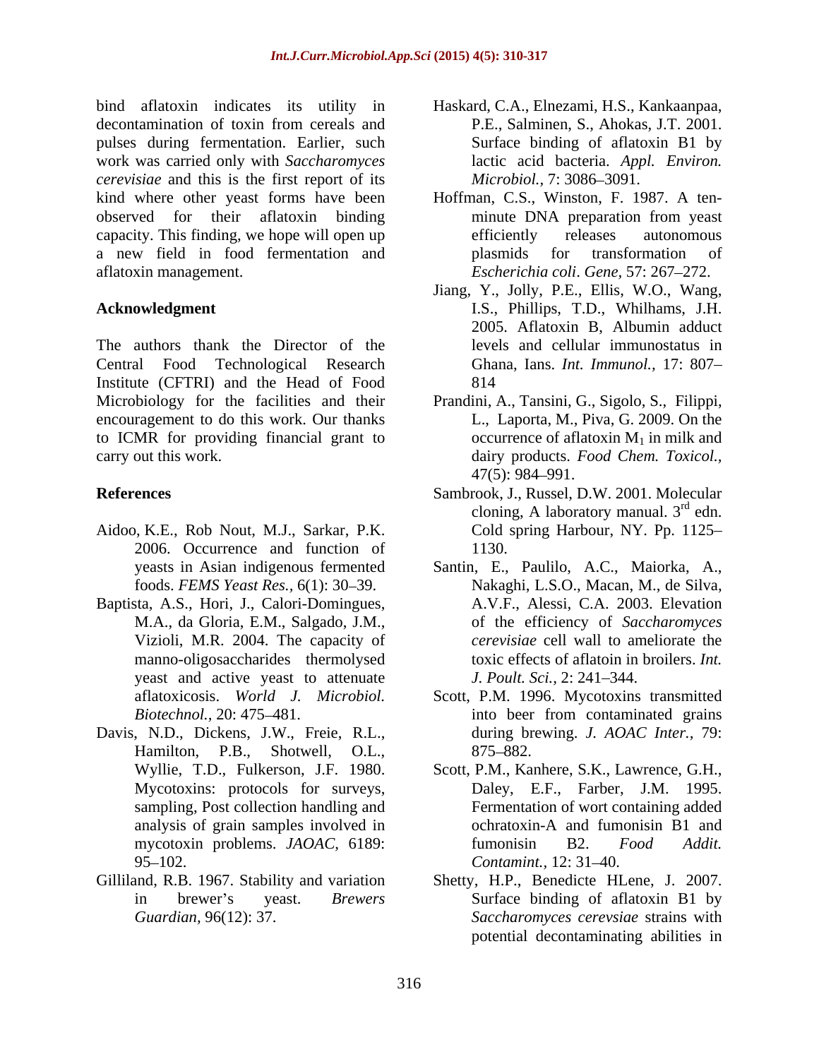bind aflatoxin indicates its utility in decontamination of toxin from cereals and pulses during fermentation. Earlier, such work was carried only with *Saccharomyces cerevisiae* and this is the first report of its kind where other yeast forms have been observed for their aflatoxin binding capacity. This finding, we hope will open up a new field in food fermentation and aflatoxin management.

## Acknowledgment

The authors thank the Director of the Central Food Technological Research Institute (CFTRI) and the Head of Food Microbiology for the facilities and their encouragement to do this work. Our thanks to ICMR for providing financial grant to carry out this work.

## References

Aidoo, K.E., Rob Nout, M.J., Sarkar, P.K. 2006. Occurrence and function of yeasts in Asian indigenous fermented foods. *FEMS Yeast Res.,* 6(1): 30–39.

Baptista, A.S., Hori, J., Calori-Domingues, M.A., da Gloria, E.M., Salgado, J.M., Vizioli, M.R. 2004. The capacity of manno-oligosaccharides thermolysed yeast and active yeast to attenuate aflatoxicosis. *World J. Microbiol. Biotechnol.,* 20: 475–481.

Davis, N.D., Dickens, J.W., Freie, R.L., Hamilton, P.B., Shotwell, O.L., Wyllie, T.D., Fulkerson, J.F. 1980. Mycotoxins: protocols for surveys, sampling, Post collection handling and analysis of grain samples involved in mycotoxin problems. *JAOAC,* 6189: 95–102.

Gilliland, R.B. 1967. Stability and variation in brewer's yeast. *Brewers Guardian,* 96(12): 37.

Haskard, C.A., Elnezami, H.S., Kankaanpaa, P.E., Salminen, S., Ahokas, J.T. 2001. Surface binding of aflatoxin B1 by lactic acid bacteria. *Appl. Environ. Microbiol.,* 7: 3086–3091.

Hoffman, C.S., Winston, F. 1987. A ten-minute DNA preparation from yeast efficiently releases autonomous plasmids for transformation of *Escherichia coli*. *Gene,* 57: 267–272.

Jiang, Y., Jolly, P.E., Ellis, W.O., Wang, I.S., Phillips, T.D., Whilhams, J.H. 2005. Aflatoxin B, Albumin adduct levels and cellular immunostatus in Ghana, Ians. *Int. Immunol.,* 17: 807–814

Prandini, A., Tansini, G., Sigolo, S., Filippi, L., Laporta, M., Piva, G. 2009. On the occurrence of aflatoxin $M_1$ in milk and dairy products. *Food Chem. Toxicol.,* 47(5): 984–991.

Sambrook, J., Russel, D.W. 2001. Molecular cloning, A laboratory manual. 3rd edn. Cold spring Harbour, NY. Pp. 1125–1130.

Santin, E., Paulilo, A.C., Maiorka, A., Nakaghi, L.S.O., Macan, M., de Silva, A.V.F., Alessi, C.A. 2003. Elevation of the efficiency of *Saccharomyces cerevisiae* cell wall to ameliorate the toxic effects of aflatoin in broilers. *Int. J. Poult. Sci.,* 2: 241–344.

Scott, P.M. 1996. Mycotoxins transmitted into beer from contaminated grains during brewing. *J. AOAC Inter.,* 79: 875–882.

Scott, P.M., Kanhere, S.K., Lawrence, G.H., Daley, E.F., Farber, J.M. 1995. Fermentation of wort containing added ochratoxin-A and fumonisin B1 and fumonisin B2. *Food Addit. Contamint.,* 12: 31–40.

Shetty, H.P., Benedicte HLene, J. 2007. Surface binding of aflatoxin B1 by *Saccharomyces cerevsiae* strains with potential decontaminating abilities in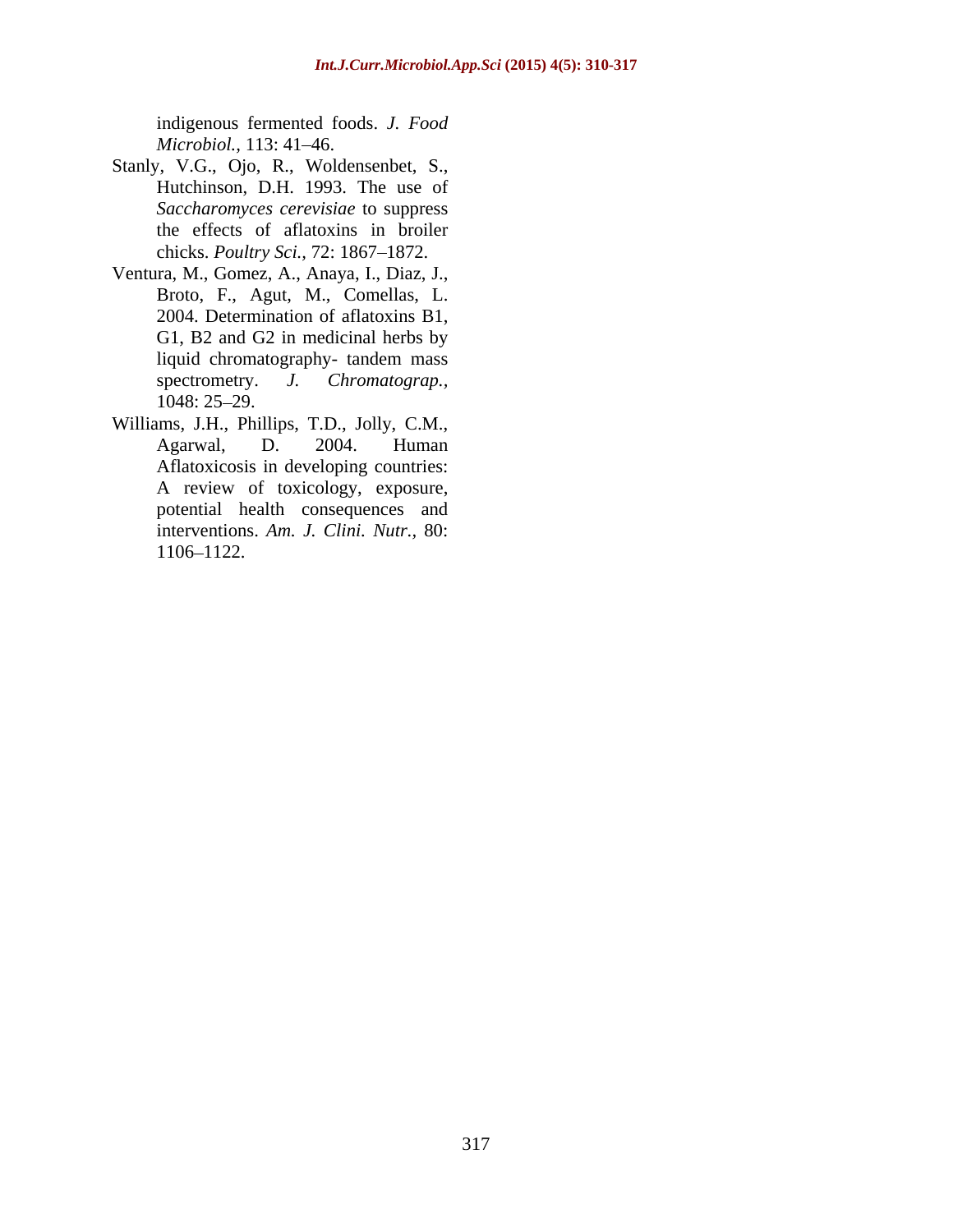indigenous fermented foods. *J. Food Microbiol.*, 113: 41–46.

Stanly, V.G., Ojo, R., Woldensenbet, S., Hutchinson, D.H. 1993. The use of *Saccharomyces cerevisiae* to suppress the effects of aflatoxins in broiler chicks. *Poultry Sci.*, 72: 1867–1872.

Ventura, M., Gomez, A., Anaya, I., Diaz, J., Broto, F., Agut, M., Comellas, L. 2004. Determination of aflatoxins B1, G1, B2 and G2 in medicinal herbs by liquid chromatography- tandem mass spectrometry. *J. Chromatograp.*, 1048: 25–29.

Williams, J.H., Phillips, T.D., Jolly, C.M., Agarwal, D. 2004. Human Aflatoxicosis in developing countries: A review of toxicology, exposure, potential health consequences and interventions. *Am. J. Clini. Nutr.*, 80: 1106–1122.